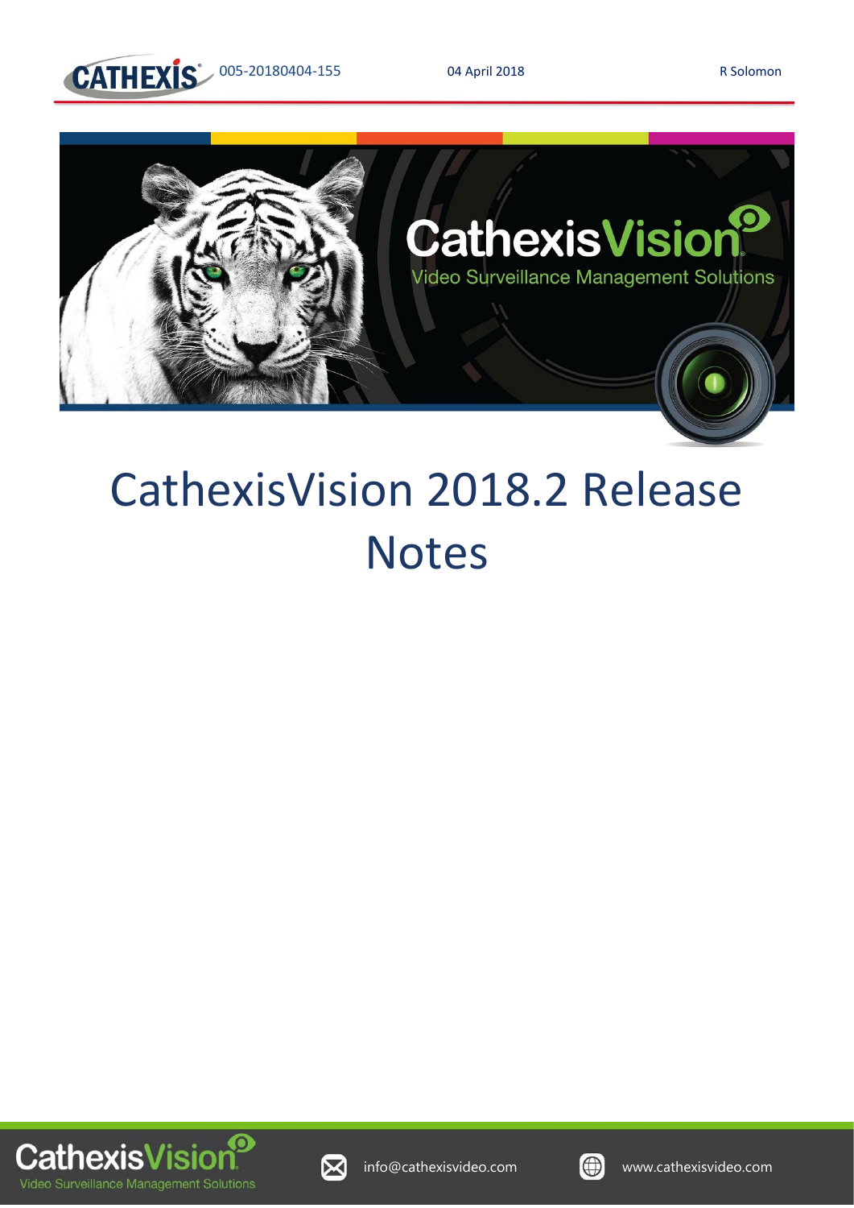# CathexisVision 2018.2 Release Notes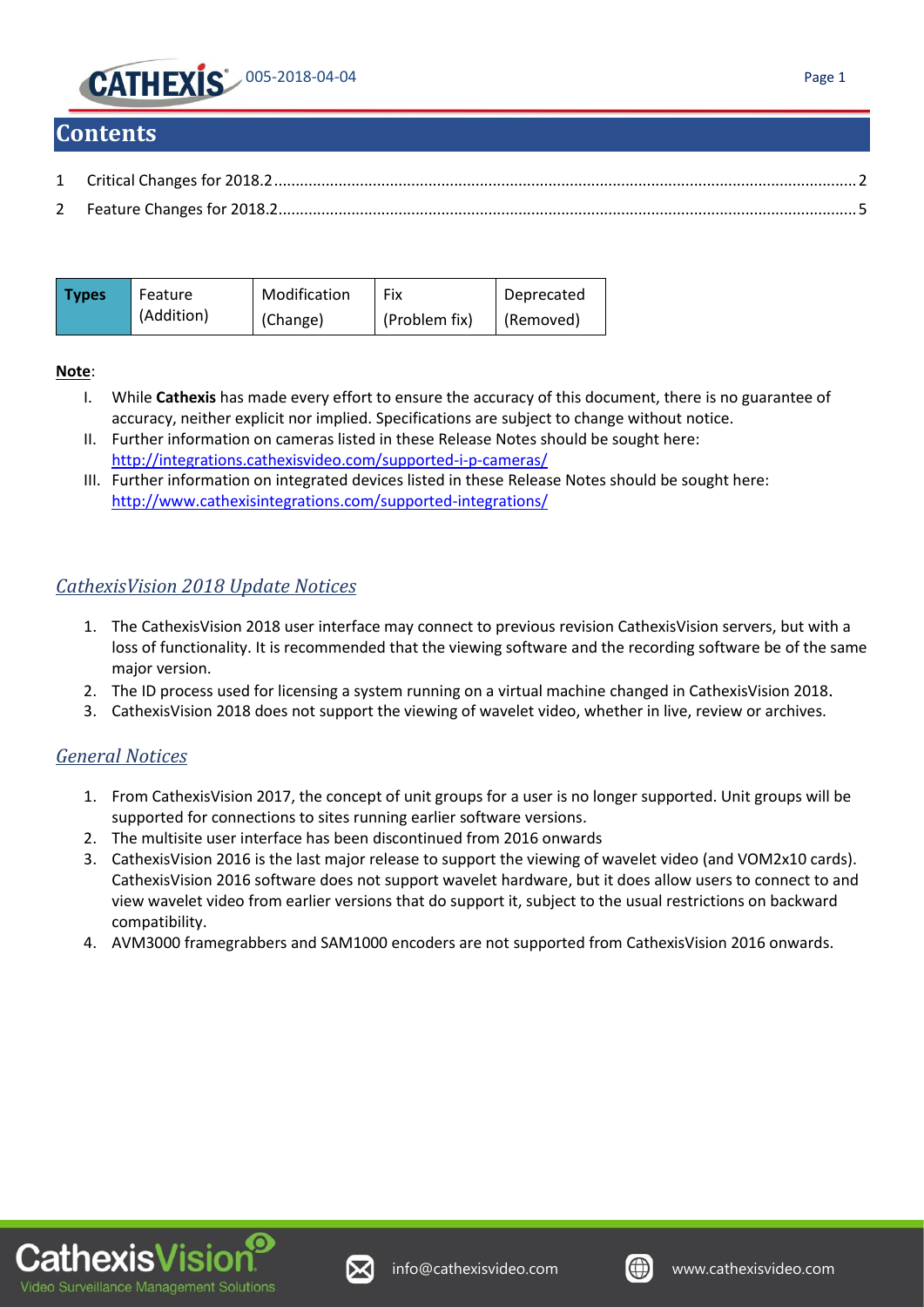# Contents

1 Critical Changes for 2018.2 ........ 2

2 Feature Changes for 2018.2 ........ 5

| Types | Feature (Addition) | Modification (Change) | Fix (Problem fix) | Deprecated (Removed) |
|---|---|---|---|---|

**Note**:

I. While **Cathexis** has made every effort to ensure the accuracy of this document, there is no guarantee of accuracy, neither explicit nor implied. Specifications are subject to change without notice.

II. Further information on cameras listed in these Release Notes should be sought here: http://integrations.cathexisvideo.com/supported-i-p-cameras/

III. Further information on integrated devices listed in these Release Notes should be sought here: http://www.cathexisintegrations.com/supported-integrations/

## *CathexisVision 2018 Update Notices*

1. The CathexisVision 2018 user interface may connect to previous revision CathexisVision servers, but with a loss of functionality. It is recommended that the viewing software and the recording software be of the same major version.
2. The ID process used for licensing a system running on a virtual machine changed in CathexisVision 2018.
3. CathexisVision 2018 does not support the viewing of wavelet video, whether in live, review or archives.

## *General Notices*

1. From CathexisVision 2017, the concept of unit groups for a user is no longer supported. Unit groups will be supported for connections to sites running earlier software versions.
2. The multisite user interface has been discontinued from 2016 onwards
3. CathexisVision 2016 is the last major release to support the viewing of wavelet video (and VOM2x10 cards). CathexisVision 2016 software does not support wavelet hardware, but it does allow users to connect to and view wavelet video from earlier versions that do support it, subject to the usual restrictions on backward compatibility.
4. AVM3000 framegrabbers and SAM1000 encoders are not supported from CathexisVision 2016 onwards.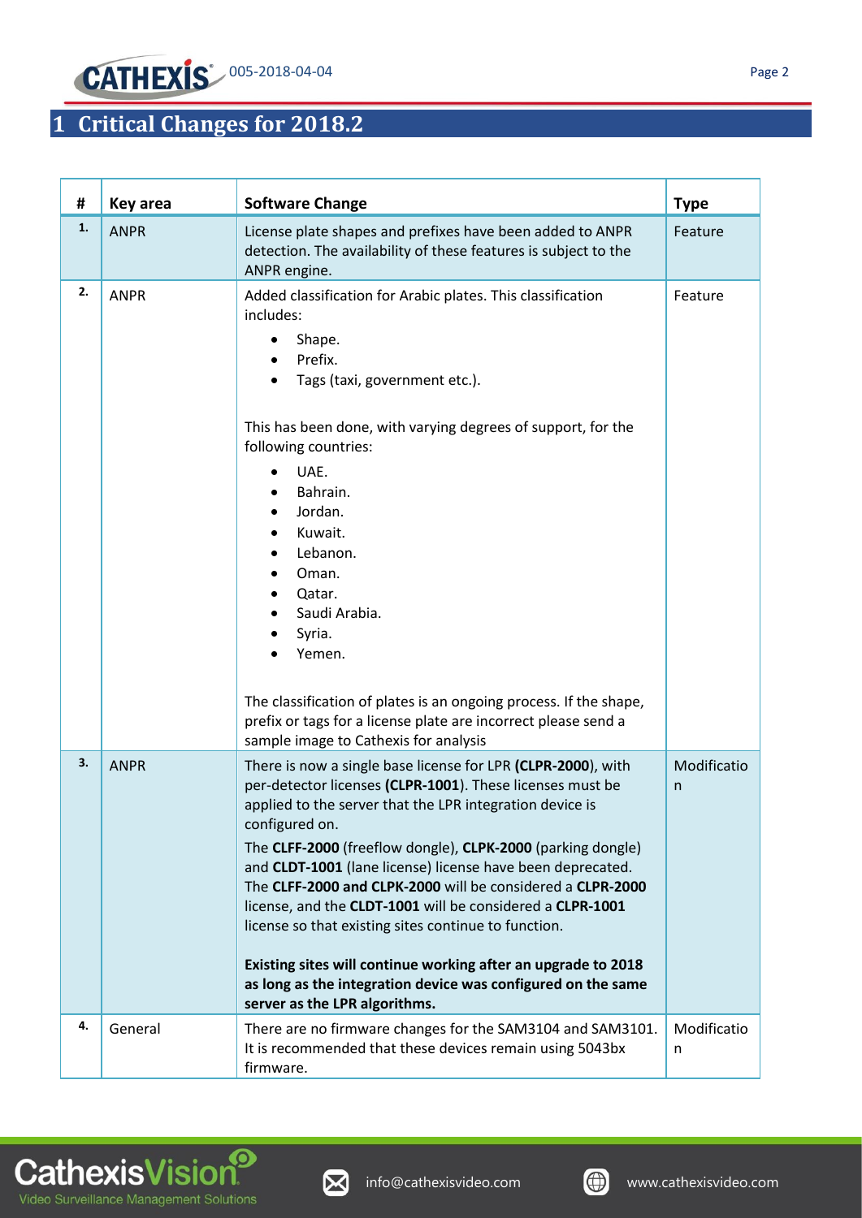# 1 Critical Changes for 2018.2

| # | Key area | Software Change | Type |
|---|---|---|---|
| 1. | ANPR | License plate shapes and prefixes have been added to ANPR detection. The availability of these features is subject to the ANPR engine. | Feature |
| 2. | ANPR | Added classification for Arabic plates. This classification includes:<br>• Shape.<br>• Prefix.<br>• Tags (taxi, government etc.).<br><br>This has been done, with varying degrees of support, for the following countries:<br>• UAE.<br>• Bahrain.<br>• Jordan.<br>• Kuwait.<br>• Lebanon.<br>• Oman.<br>• Qatar.<br>• Saudi Arabia.<br>• Syria.<br>• Yemen.<br><br>The classification of plates is an ongoing process. If the shape, prefix or tags for a license plate are incorrect please send a sample image to Cathexis for analysis | Feature |
| 3. | ANPR | There is now a single base license for LPR (**CLPR-2000**), with per-detector licenses (**CLPR-1001**). These licenses must be applied to the server that the LPR integration device is configured on.<br>The **CLFF-2000** (freeflow dongle), **CLPK-2000** (parking dongle) and **CLDT-1001** (lane license) license have been deprecated. The **CLFF-2000 and CLPK-2000** will be considered a **CLPR-2000** license, and the **CLDT-1001** will be considered a **CLPR-1001** license so that existing sites continue to function.<br><br>**Existing sites will continue working after an upgrade to 2018 as long as the integration device was configured on the same server as the LPR algorithms.** | Modification |
| 4. | General | There are no firmware changes for the SAM3104 and SAM3101. It is recommended that these devices remain using 5043bx firmware. | Modification |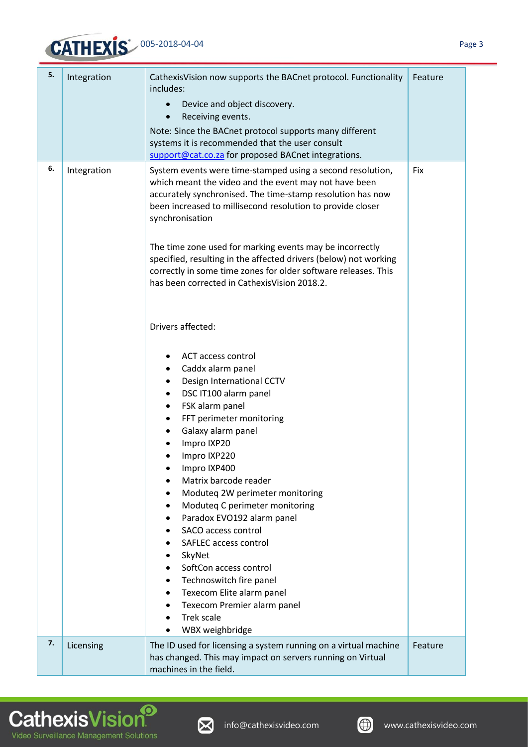| 5. | Integration | CathexisVision now supports the BACnet protocol. Functionality includes:<br>• Device and object discovery.<br>• Receiving events.<br>Note: Since the BACnet protocol supports many different systems it is recommended that the user consult support@cat.co.za for proposed BACnet integrations. | Feature |
|---|---|---|---|
| 6. | Integration | System events were time-stamped using a second resolution, which meant the video and the event may not have been accurately synchronised. The time-stamp resolution has now been increased to millisecond resolution to provide closer synchronisation<br><br>The time zone used for marking events may be incorrectly specified, resulting in the affected drivers (below) not working correctly in some time zones for older software releases. This has been corrected in CathexisVision 2018.2.<br><br>Drivers affected:<br>• ACT access control<br>• Caddx alarm panel<br>• Design International CCTV<br>• DSC IT100 alarm panel<br>• FSK alarm panel<br>• FFT perimeter monitoring<br>• Galaxy alarm panel<br>• Impro IXP20<br>• Impro IXP220<br>• Impro IXP400<br>• Matrix barcode reader<br>• Moduteq 2W perimeter monitoring<br>• Moduteq C perimeter monitoring<br>• Paradox EVO192 alarm panel<br>• SACO access control<br>• SAFLEC access control<br>• SkyNet<br>• SoftCon access control<br>• Technoswitch fire panel<br>• Texecom Elite alarm panel<br>• Texecom Premier alarm panel<br>• Trek scale<br>• WBX weighbridge | Fix |
| 7. | Licensing | The ID used for licensing a system running on a virtual machine has changed. This may impact on servers running on Virtual machines in the field. | Feature |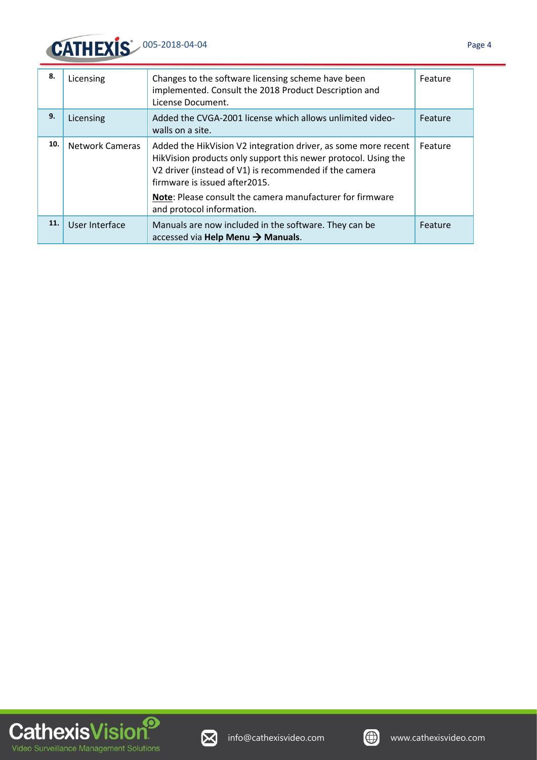| **8.** | Licensing | Changes to the software licensing scheme have been implemented. Consult the 2018 Product Description and License Document. | Feature |
|---|---|---|---|
| **9.** | Licensing | Added the CVGA-2001 license which allows unlimited video-walls on a site. | Feature |
| **10.** | Network Cameras | Added the HikVision V2 integration driver, as some more recent HikVision products only support this newer protocol. Using the V2 driver (instead of V1) is recommended if the camera firmware is issued after2015.<br><br>**Note**: Please consult the camera manufacturer for firmware and protocol information. | Feature |
| **11.** | User Interface | Manuals are now included in the software. They can be accessed via **Help Menu → Manuals**. | Feature |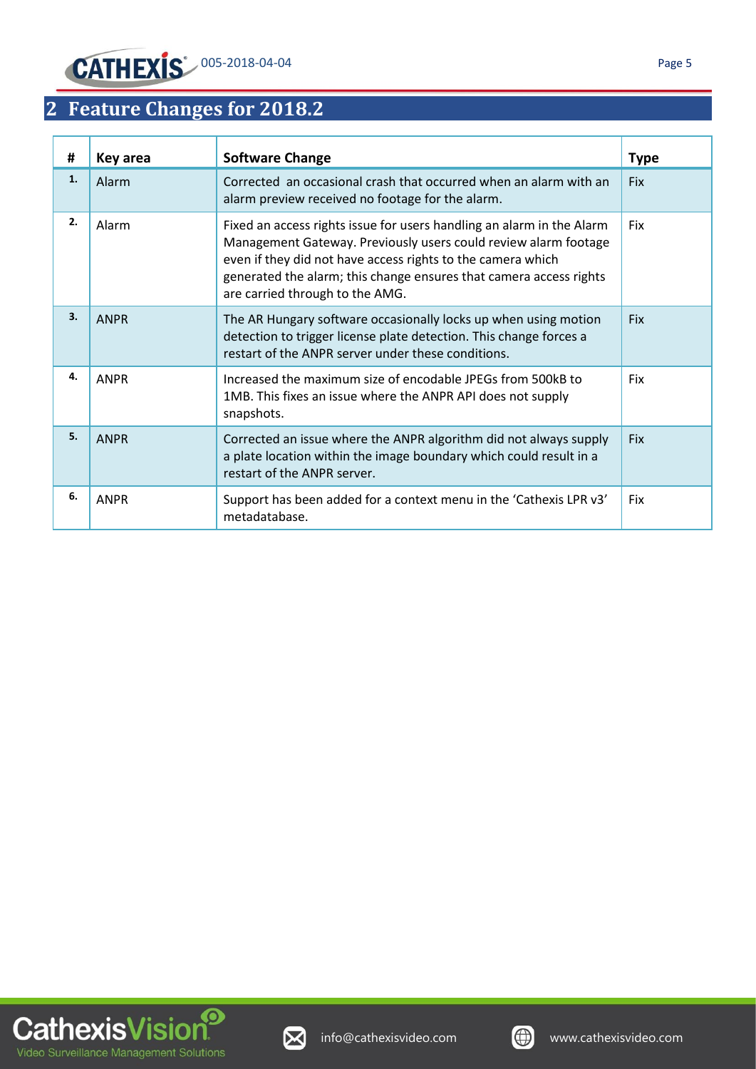## 2 Feature Changes for 2018.2

| # | Key area | Software Change | Type |
|---|---|---|---|
| 1. | Alarm | Corrected an occasional crash that occurred when an alarm with an alarm preview received no footage for the alarm. | Fix |
| 2. | Alarm | Fixed an access rights issue for users handling an alarm in the Alarm Management Gateway. Previously users could review alarm footage even if they did not have access rights to the camera which generated the alarm; this change ensures that camera access rights are carried through to the AMG. | Fix |
| 3. | ANPR | The AR Hungary software occasionally locks up when using motion detection to trigger license plate detection. This change forces a restart of the ANPR server under these conditions. | Fix |
| 4. | ANPR | Increased the maximum size of encodable JPEGs from 500kB to 1MB. This fixes an issue where the ANPR API does not supply snapshots. | Fix |
| 5. | ANPR | Corrected an issue where the ANPR algorithm did not always supply a plate location within the image boundary which could result in a restart of the ANPR server. | Fix |
| 6. | ANPR | Support has been added for a context menu in the 'Cathexis LPR v3' metadatabase. | Fix |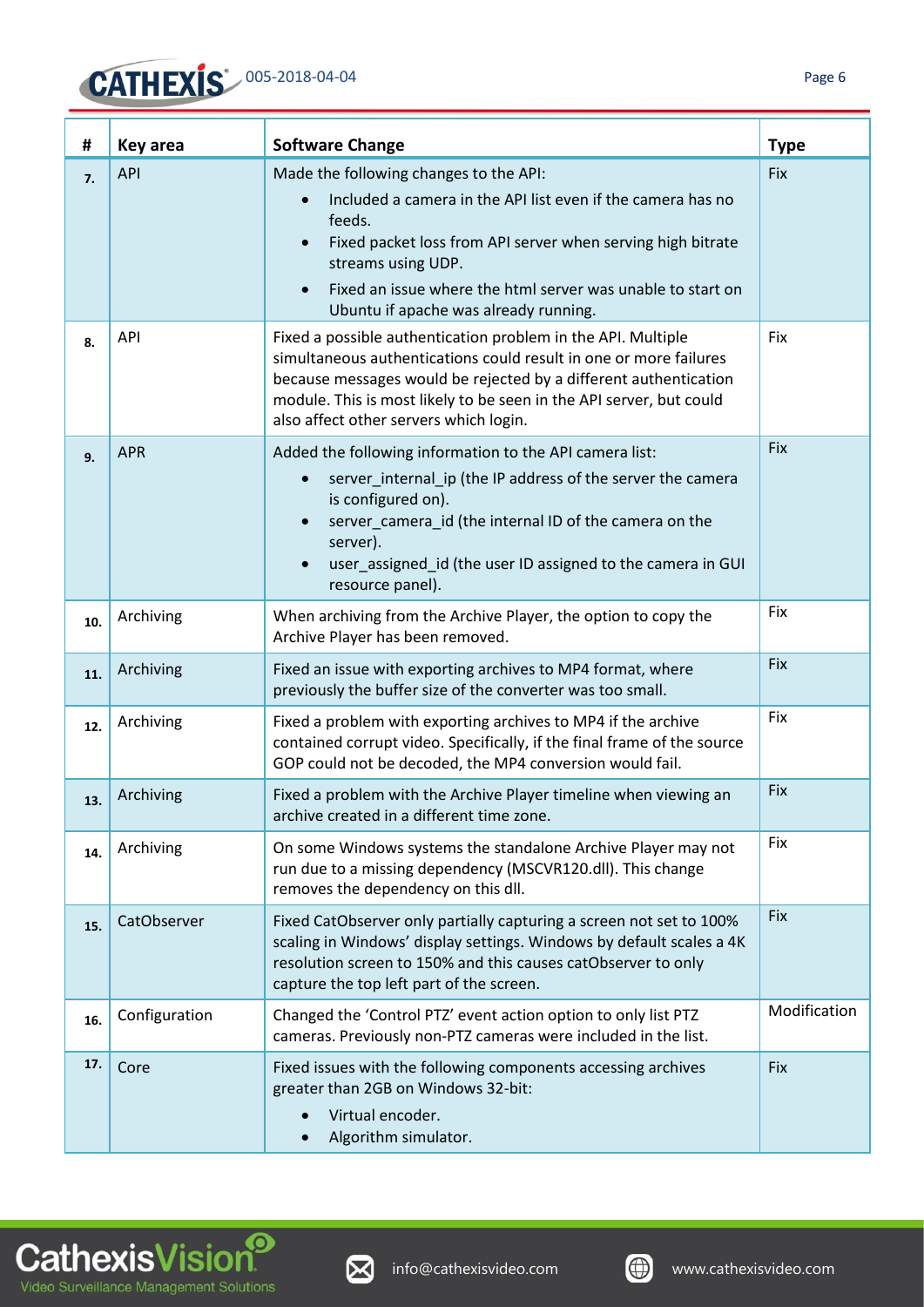| # | Key area | Software Change | Type |
|---|---|---|---|
| 7. | API | Made the following changes to the API:<br>• Included a camera in the API list even if the camera has no feeds.<br>• Fixed packet loss from API server when serving high bitrate streams using UDP.<br>• Fixed an issue where the html server was unable to start on Ubuntu if apache was already running. | Fix |
| 8. | API | Fixed a possible authentication problem in the API. Multiple simultaneous authentications could result in one or more failures because messages would be rejected by a different authentication module. This is most likely to be seen in the API server, but could also affect other servers which login. | Fix |
| 9. | APR | Added the following information to the API camera list:<br>• server_internal_ip (the IP address of the server the camera is configured on).<br>• server_camera_id (the internal ID of the camera on the server).<br>• user_assigned_id (the user ID assigned to the camera in GUI resource panel). | Fix |
| 10. | Archiving | When archiving from the Archive Player, the option to copy the Archive Player has been removed. | Fix |
| 11. | Archiving | Fixed an issue with exporting archives to MP4 format, where previously the buffer size of the converter was too small. | Fix |
| 12. | Archiving | Fixed a problem with exporting archives to MP4 if the archive contained corrupt video. Specifically, if the final frame of the source GOP could not be decoded, the MP4 conversion would fail. | Fix |
| 13. | Archiving | Fixed a problem with the Archive Player timeline when viewing an archive created in a different time zone. | Fix |
| 14. | Archiving | On some Windows systems the standalone Archive Player may not run due to a missing dependency (MSCVR120.dll). This change removes the dependency on this dll. | Fix |
| 15. | CatObserver | Fixed CatObserver only partially capturing a screen not set to 100% scaling in Windows' display settings. Windows by default scales a 4K resolution screen to 150% and this causes catObserver to only capture the top left part of the screen. | Fix |
| 16. | Configuration | Changed the 'Control PTZ' event action option to only list PTZ cameras. Previously non-PTZ cameras were included in the list. | Modification |
| 17. | Core | Fixed issues with the following components accessing archives greater than 2GB on Windows 32-bit:<br>• Virtual encoder.<br>• Algorithm simulator. | Fix |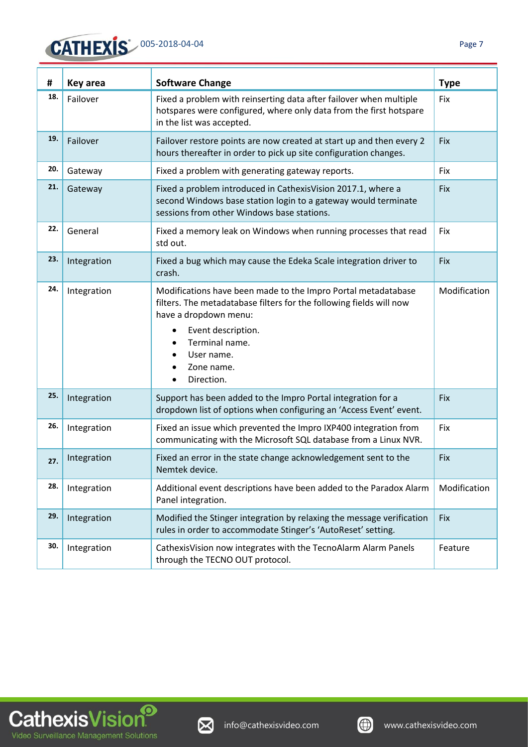| # | Key area | Software Change | Type |
|---|---|---|---|
| 18. | Failover | Fixed a problem with reinserting data after failover when multiple hotspares were configured, where only data from the first hotspare in the list was accepted. | Fix |
| 19. | Failover | Failover restore points are now created at start up and then every 2 hours thereafter in order to pick up site configuration changes. | Fix |
| 20. | Gateway | Fixed a problem with generating gateway reports. | Fix |
| 21. | Gateway | Fixed a problem introduced in CathexisVision 2017.1, where a second Windows base station login to a gateway would terminate sessions from other Windows base stations. | Fix |
| 22. | General | Fixed a memory leak on Windows when running processes that read std out. | Fix |
| 23. | Integration | Fixed a bug which may cause the Edeka Scale integration driver to crash. | Fix |
| 24. | Integration | Modifications have been made to the Impro Portal metadatabase filters. The metadatabase filters for the following fields will now have a dropdown menu:<br>• Event description.<br>• Terminal name.<br>• User name.<br>• Zone name.<br>• Direction. | Modification |
| 25. | Integration | Support has been added to the Impro Portal integration for a dropdown list of options when configuring an 'Access Event' event. | Fix |
| 26. | Integration | Fixed an issue which prevented the Impro IXP400 integration from communicating with the Microsoft SQL database from a Linux NVR. | Fix |
| 27. | Integration | Fixed an error in the state change acknowledgement sent to the Nemtek device. | Fix |
| 28. | Integration | Additional event descriptions have been added to the Paradox Alarm Panel integration. | Modification |
| 29. | Integration | Modified the Stinger integration by relaxing the message verification rules in order to accommodate Stinger's 'AutoReset' setting. | Fix |
| 30. | Integration | CathexisVision now integrates with the TecnoAlarm Alarm Panels through the TECNO OUT protocol. | Feature |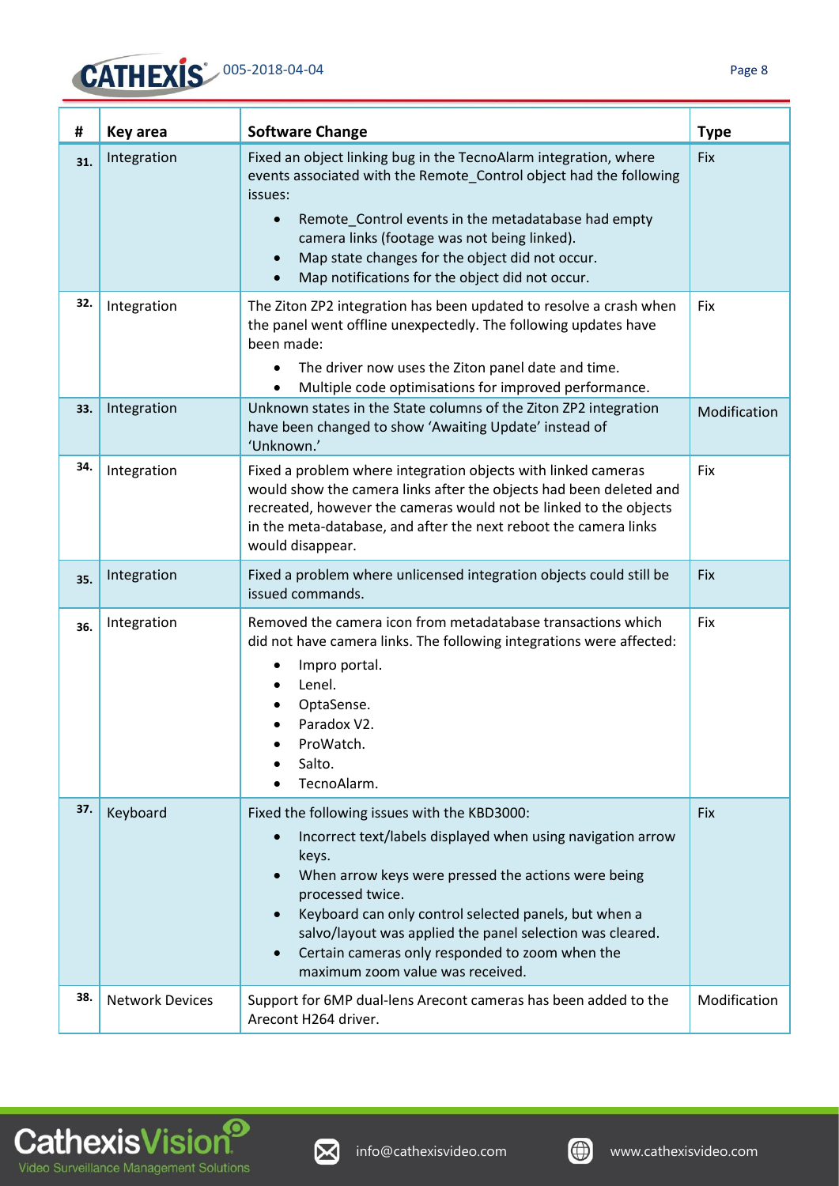| # | Key area | Software Change | Type |
|---|---|---|---|
| 31. | Integration | Fixed an object linking bug in the TecnoAlarm integration, where events associated with the Remote_Control object had the following issues:<br>• Remote_Control events in the metadatabase had empty camera links (footage was not being linked).<br>• Map state changes for the object did not occur.<br>• Map notifications for the object did not occur. | Fix |
| 32. | Integration | The Ziton ZP2 integration has been updated to resolve a crash when the panel went offline unexpectedly. The following updates have been made:<br>• The driver now uses the Ziton panel date and time.<br>• Multiple code optimisations for improved performance. | Fix |
| 33. | Integration | Unknown states in the State columns of the Ziton ZP2 integration have been changed to show 'Awaiting Update' instead of 'Unknown.' | Modification |
| 34. | Integration | Fixed a problem where integration objects with linked cameras would show the camera links after the objects had been deleted and recreated, however the cameras would not be linked to the objects in the meta-database, and after the next reboot the camera links would disappear. | Fix |
| 35. | Integration | Fixed a problem where unlicensed integration objects could still be issued commands. | Fix |
| 36. | Integration | Removed the camera icon from metadatabase transactions which did not have camera links. The following integrations were affected:<br>• Impro portal.<br>• Lenel.<br>• OptaSense.<br>• Paradox V2.<br>• ProWatch.<br>• Salto.<br>• TecnoAlarm. | Fix |
| 37. | Keyboard | Fixed the following issues with the KBD3000:<br>• Incorrect text/labels displayed when using navigation arrow keys.<br>• When arrow keys were pressed the actions were being processed twice.<br>• Keyboard can only control selected panels, but when a salvo/layout was applied the panel selection was cleared.<br>• Certain cameras only responded to zoom when the maximum zoom value was received. | Fix |
| 38. | Network Devices | Support for 6MP dual-lens Arecont cameras has been added to the Arecont H264 driver. | Modification |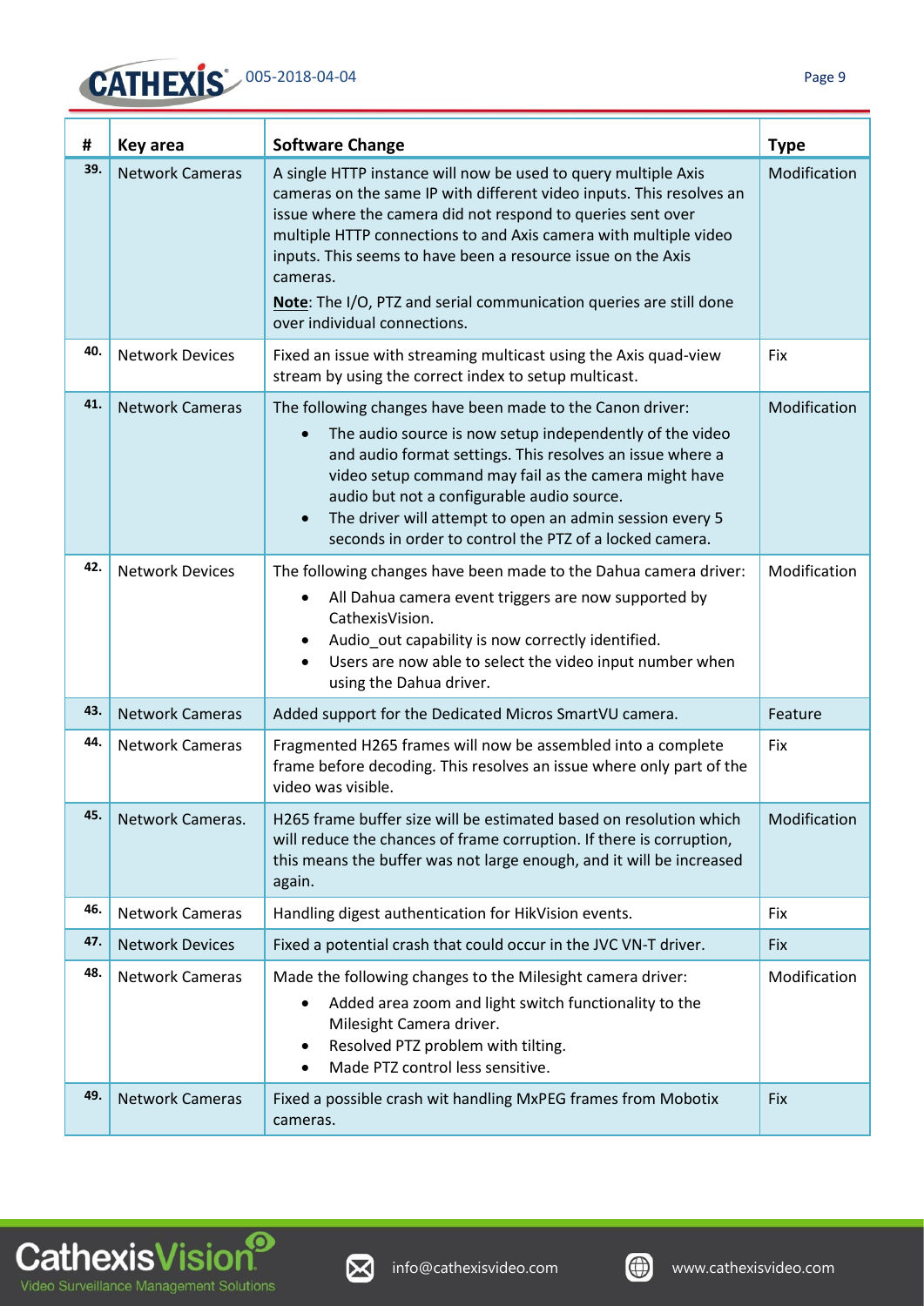| # | Key area | Software Change | Type |
|---|---|---|---|
| 39. | Network Cameras | A single HTTP instance will now be used to query multiple Axis cameras on the same IP with different video inputs. This resolves an issue where the camera did not respond to queries sent over multiple HTTP connections to and Axis camera with multiple video inputs. This seems to have been a resource issue on the Axis cameras.<br>**Note**: The I/O, PTZ and serial communication queries are still done over individual connections. | Modification |
| 40. | Network Devices | Fixed an issue with streaming multicast using the Axis quad-view stream by using the correct index to setup multicast. | Fix |
| 41. | Network Cameras | The following changes have been made to the Canon driver:<br>• The audio source is now setup independently of the video and audio format settings. This resolves an issue where a video setup command may fail as the camera might have audio but not a configurable audio source.<br>• The driver will attempt to open an admin session every 5 seconds in order to control the PTZ of a locked camera. | Modification |
| 42. | Network Devices | The following changes have been made to the Dahua camera driver:<br>• All Dahua camera event triggers are now supported by CathexisVision.<br>• Audio_out capability is now correctly identified.<br>• Users are now able to select the video input number when using the Dahua driver. | Modification |
| 43. | Network Cameras | Added support for the Dedicated Micros SmartVU camera. | Feature |
| 44. | Network Cameras | Fragmented H265 frames will now be assembled into a complete frame before decoding. This resolves an issue where only part of the video was visible. | Fix |
| 45. | Network Cameras. | H265 frame buffer size will be estimated based on resolution which will reduce the chances of frame corruption. If there is corruption, this means the buffer was not large enough, and it will be increased again. | Modification |
| 46. | Network Cameras | Handling digest authentication for HikVision events. | Fix |
| 47. | Network Devices | Fixed a potential crash that could occur in the JVC VN-T driver. | Fix |
| 48. | Network Cameras | Made the following changes to the Milesight camera driver:<br>• Added area zoom and light switch functionality to the Milesight Camera driver.<br>• Resolved PTZ problem with tilting.<br>• Made PTZ control less sensitive. | Modification |
| 49. | Network Cameras | Fixed a possible crash wit handling MxPEG frames from Mobotix cameras. | Fix |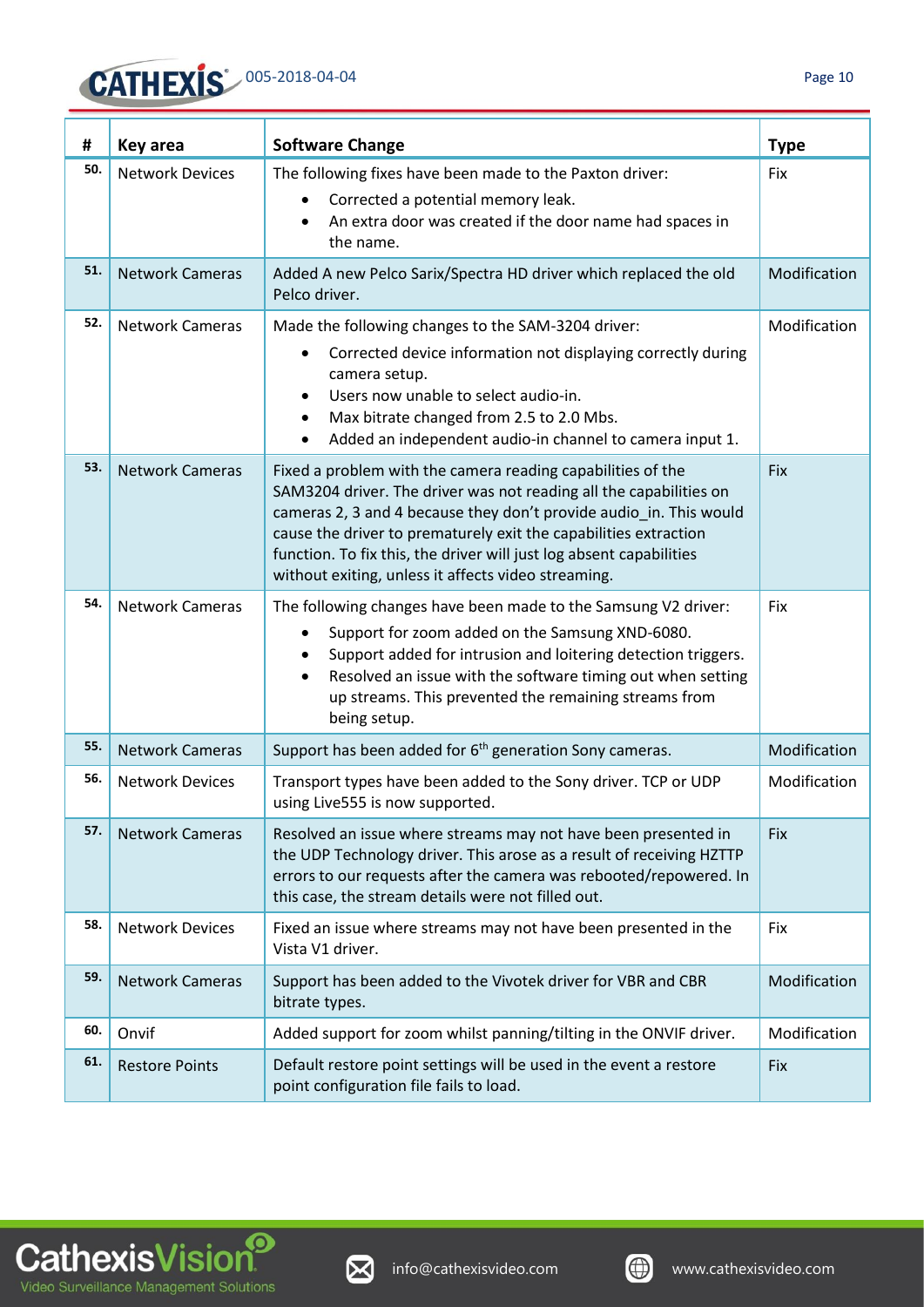| # | Key area | Software Change | Type |
|---|---|---|---|
| 50. | Network Devices | The following fixes have been made to the Paxton driver:<br>• Corrected a potential memory leak.<br>• An extra door was created if the door name had spaces in the name. | Fix |
| 51. | Network Cameras | Added A new Pelco Sarix/Spectra HD driver which replaced the old Pelco driver. | Modification |
| 52. | Network Cameras | Made the following changes to the SAM-3204 driver:<br>• Corrected device information not displaying correctly during camera setup.<br>• Users now unable to select audio-in.<br>• Max bitrate changed from 2.5 to 2.0 Mbs.<br>• Added an independent audio-in channel to camera input 1. | Modification |
| 53. | Network Cameras | Fixed a problem with the camera reading capabilities of the SAM3204 driver. The driver was not reading all the capabilities on cameras 2, 3 and 4 because they don't provide audio_in. This would cause the driver to prematurely exit the capabilities extraction function. To fix this, the driver will just log absent capabilities without exiting, unless it affects video streaming. | Fix |
| 54. | Network Cameras | The following changes have been made to the Samsung V2 driver:<br>• Support for zoom added on the Samsung XND-6080.<br>• Support added for intrusion and loitering detection triggers.<br>• Resolved an issue with the software timing out when setting up streams. This prevented the remaining streams from being setup. | Fix |
| 55. | Network Cameras | Support has been added for 6th generation Sony cameras. | Modification |
| 56. | Network Devices | Transport types have been added to the Sony driver. TCP or UDP using Live555 is now supported. | Modification |
| 57. | Network Cameras | Resolved an issue where streams may not have been presented in the UDP Technology driver. This arose as a result of receiving HZTTP errors to our requests after the camera was rebooted/repowered. In this case, the stream details were not filled out. | Fix |
| 58. | Network Devices | Fixed an issue where streams may not have been presented in the Vista V1 driver. | Fix |
| 59. | Network Cameras | Support has been added to the Vivotek driver for VBR and CBR bitrate types. | Modification |
| 60. | Onvif | Added support for zoom whilst panning/tilting in the ONVIF driver. | Modification |
| 61. | Restore Points | Default restore point settings will be used in the event a restore point configuration file fails to load. | Fix |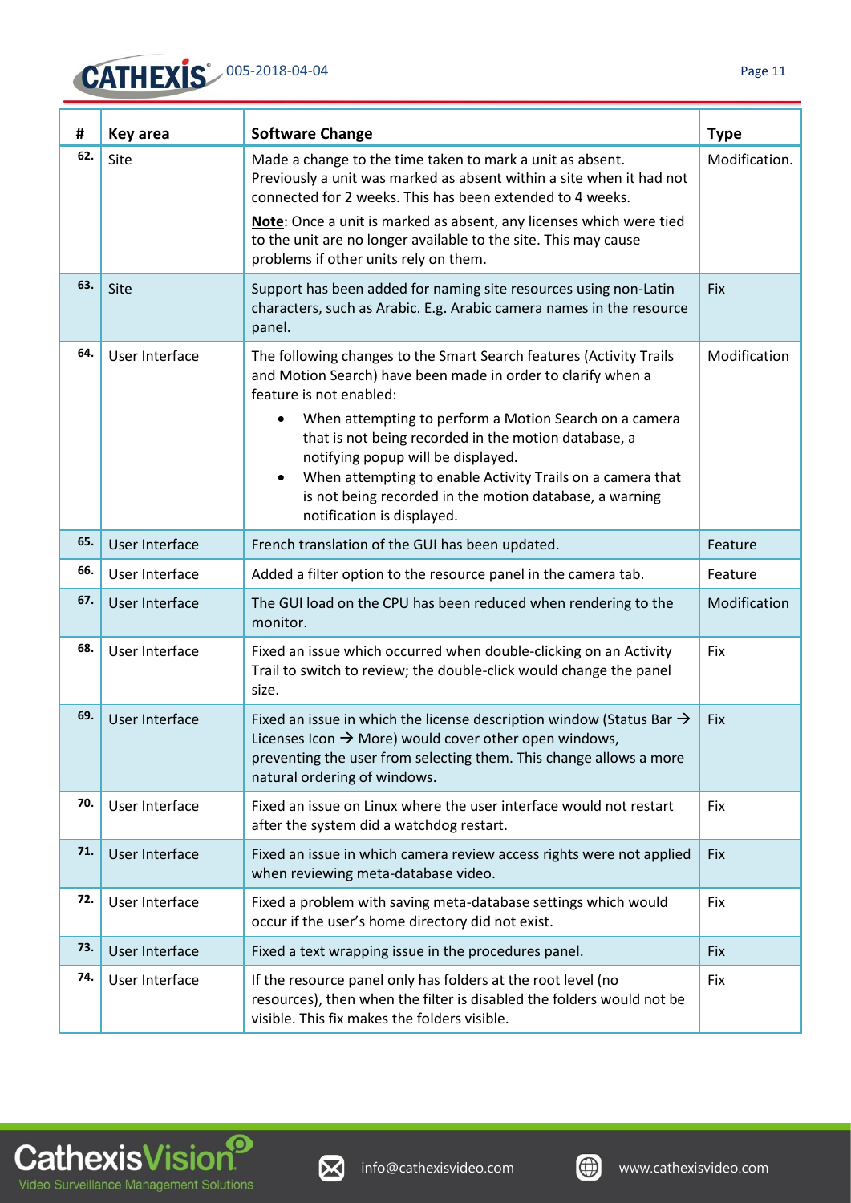| # | Key area | Software Change | Type |
|---|---|---|---|
| 62. | Site | Made a change to the time taken to mark a unit as absent. Previously a unit was marked as absent within a site when it had not connected for 2 weeks. This has been extended to 4 weeks.<br>**Note**: Once a unit is marked as absent, any licenses which were tied to the unit are no longer available to the site. This may cause problems if other units rely on them. | Modification. |
| 63. | Site | Support has been added for naming site resources using non-Latin characters, such as Arabic. E.g. Arabic camera names in the resource panel. | Fix |
| 64. | User Interface | The following changes to the Smart Search features (Activity Trails and Motion Search) have been made in order to clarify when a feature is not enabled:<br>• When attempting to perform a Motion Search on a camera that is not being recorded in the motion database, a notifying popup will be displayed.<br>• When attempting to enable Activity Trails on a camera that is not being recorded in the motion database, a warning notification is displayed. | Modification |
| 65. | User Interface | French translation of the GUI has been updated. | Feature |
| 66. | User Interface | Added a filter option to the resource panel in the camera tab. | Feature |
| 67. | User Interface | The GUI load on the CPU has been reduced when rendering to the monitor. | Modification |
| 68. | User Interface | Fixed an issue which occurred when double-clicking on an Activity Trail to switch to review; the double-click would change the panel size. | Fix |
| 69. | User Interface | Fixed an issue in which the license description window (Status Bar → Licenses Icon → More) would cover other open windows, preventing the user from selecting them. This change allows a more natural ordering of windows. | Fix |
| 70. | User Interface | Fixed an issue on Linux where the user interface would not restart after the system did a watchdog restart. | Fix |
| 71. | User Interface | Fixed an issue in which camera review access rights were not applied when reviewing meta-database video. | Fix |
| 72. | User Interface | Fixed a problem with saving meta-database settings which would occur if the user's home directory did not exist. | Fix |
| 73. | User Interface | Fixed a text wrapping issue in the procedures panel. | Fix |
| 74. | User Interface | If the resource panel only has folders at the root level (no resources), then when the filter is disabled the folders would not be visible. This fix makes the folders visible. | Fix |